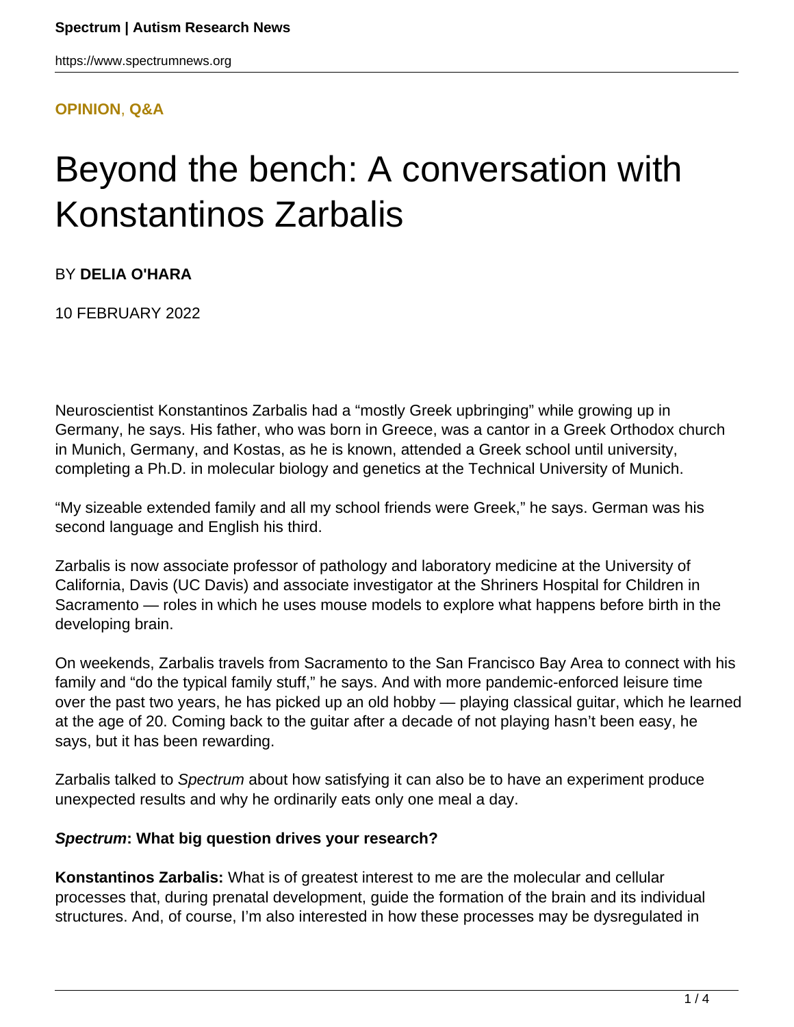**OPINION, Q&A**

# Beyond the bench: A conversation with Konstantinos Zarbalis

BY **DELIA O'HARA**

10 FEBRUARY 2022

Neuroscientist Konstantinos Zarbalis had a "mostly Greek upbringing" while growing up in Germany, he says. His father, who was born in Greece, was a cantor in a Greek Orthodox church in Munich, Germany, and Kostas, as he is known, attended a Greek school until university, completing a Ph.D. in molecular biology and genetics at the Technical University of Munich.

"My sizeable extended family and all my school friends were Greek," he says. German was his second language and English his third.

Zarbalis is now associate professor of pathology and laboratory medicine at the University of California, Davis (UC Davis) and associate investigator at the Shriners Hospital for Children in Sacramento — roles in which he uses mouse models to explore what happens before birth in the developing brain.

On weekends, Zarbalis travels from Sacramento to the San Francisco Bay Area to connect with his family and "do the typical family stuff," he says. And with more pandemic-enforced leisure time over the past two years, he has picked up an old hobby — playing classical guitar, which he learned at the age of 20. Coming back to the guitar after a decade of not playing hasn't been easy, he says, but it has been rewarding.

Zarbalis talked to *Spectrum* about how satisfying it can also be to have an experiment produce unexpected results and why he ordinarily eats only one meal a day.

***Spectrum*: What big question drives your research?**

**Konstantinos Zarbalis:** What is of greatest interest to me are the molecular and cellular processes that, during prenatal development, guide the formation of the brain and its individual structures. And, of course, I'm also interested in how these processes may be dysregulated in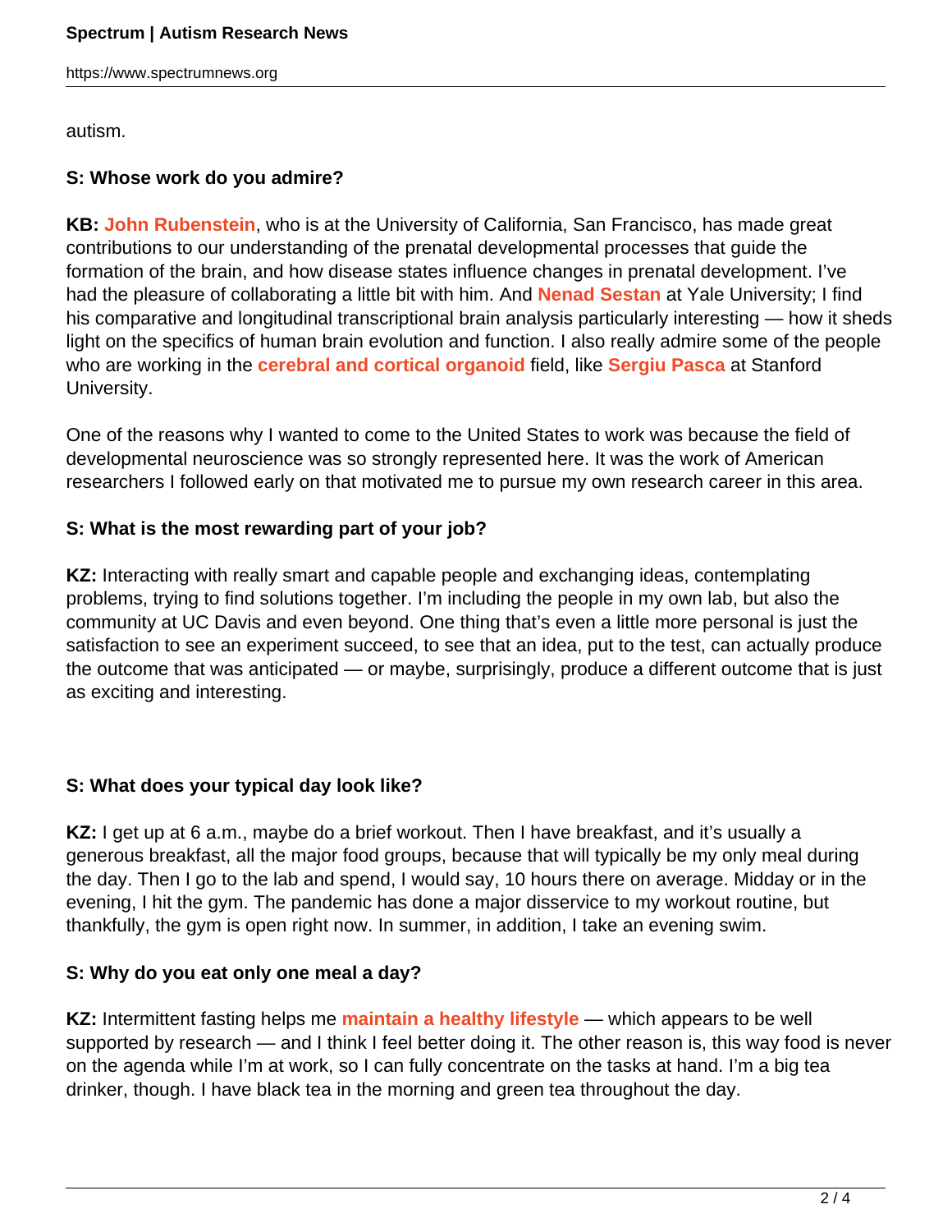autism.

**S: Whose work do you admire?**

**KB:** **John Rubenstein**, who is at the University of California, San Francisco, has made great contributions to our understanding of the prenatal developmental processes that guide the formation of the brain, and how disease states influence changes in prenatal development. I've had the pleasure of collaborating a little bit with him. And **Nenad Sestan** at Yale University; I find his comparative and longitudinal transcriptional brain analysis particularly interesting — how it sheds light on the specifics of human brain evolution and function. I also really admire some of the people who are working in the **cerebral and cortical organoid** field, like **Sergiu Pasca** at Stanford University.

One of the reasons why I wanted to come to the United States to work was because the field of developmental neuroscience was so strongly represented here. It was the work of American researchers I followed early on that motivated me to pursue my own research career in this area.

**S: What is the most rewarding part of your job?**

**KZ:** Interacting with really smart and capable people and exchanging ideas, contemplating problems, trying to find solutions together. I'm including the people in my own lab, but also the community at UC Davis and even beyond. One thing that's even a little more personal is just the satisfaction to see an experiment succeed, to see that an idea, put to the test, can actually produce the outcome that was anticipated — or maybe, surprisingly, produce a different outcome that is just as exciting and interesting.

**S: What does your typical day look like?**

**KZ:** I get up at 6 a.m., maybe do a brief workout. Then I have breakfast, and it's usually a generous breakfast, all the major food groups, because that will typically be my only meal during the day. Then I go to the lab and spend, I would say, 10 hours there on average. Midday or in the evening, I hit the gym. The pandemic has done a major disservice to my workout routine, but thankfully, the gym is open right now. In summer, in addition, I take an evening swim.

**S: Why do you eat only one meal a day?**

**KZ:** Intermittent fasting helps me **maintain a healthy lifestyle** — which appears to be well supported by research — and I think I feel better doing it. The other reason is, this way food is never on the agenda while I'm at work, so I can fully concentrate on the tasks at hand. I'm a big tea drinker, though. I have black tea in the morning and green tea throughout the day.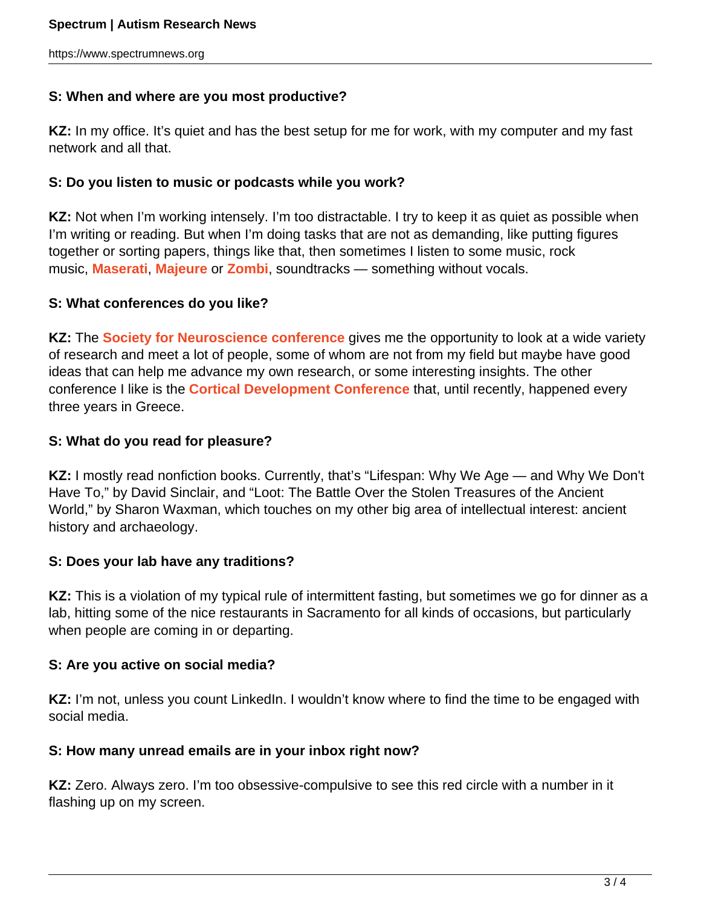**S: When and where are you most productive?**

**KZ:** In my office. It's quiet and has the best setup for me for work, with my computer and my fast network and all that.

**S: Do you listen to music or podcasts while you work?**

**KZ:** Not when I'm working intensely. I'm too distractable. I try to keep it as quiet as possible when I'm writing or reading. But when I'm doing tasks that are not as demanding, like putting figures together or sorting papers, things like that, then sometimes I listen to some music, rock music, **Maserati**, **Majeure** or **Zombi**, soundtracks — something without vocals.

**S: What conferences do you like?**

**KZ:** The **Society for Neuroscience conference** gives me the opportunity to look at a wide variety of research and meet a lot of people, some of whom are not from my field but maybe have good ideas that can help me advance my own research, or some interesting insights. The other conference I like is the **Cortical Development Conference** that, until recently, happened every three years in Greece.

**S: What do you read for pleasure?**

**KZ:** I mostly read nonfiction books. Currently, that's "Lifespan: Why We Age — and Why We Don't Have To," by David Sinclair, and "Loot: The Battle Over the Stolen Treasures of the Ancient World," by Sharon Waxman, which touches on my other big area of intellectual interest: ancient history and archaeology.

**S: Does your lab have any traditions?**

**KZ:** This is a violation of my typical rule of intermittent fasting, but sometimes we go for dinner as a lab, hitting some of the nice restaurants in Sacramento for all kinds of occasions, but particularly when people are coming in or departing.

**S: Are you active on social media?**

**KZ:** I'm not, unless you count LinkedIn. I wouldn't know where to find the time to be engaged with social media.

**S: How many unread emails are in your inbox right now?**

**KZ:** Zero. Always zero. I'm too obsessive-compulsive to see this red circle with a number in it flashing up on my screen.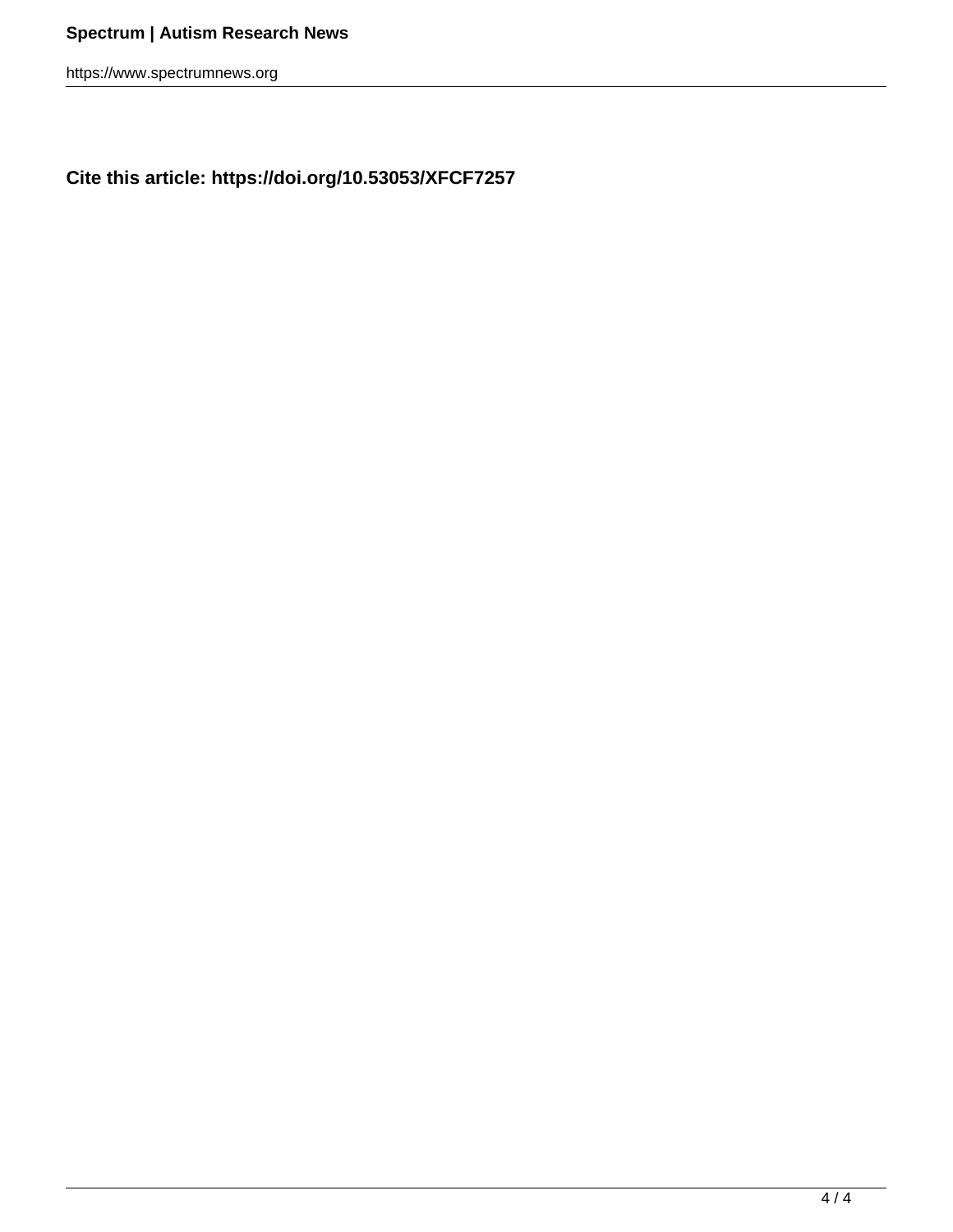**Cite this article: https://doi.org/10.53053/XFCF7257**